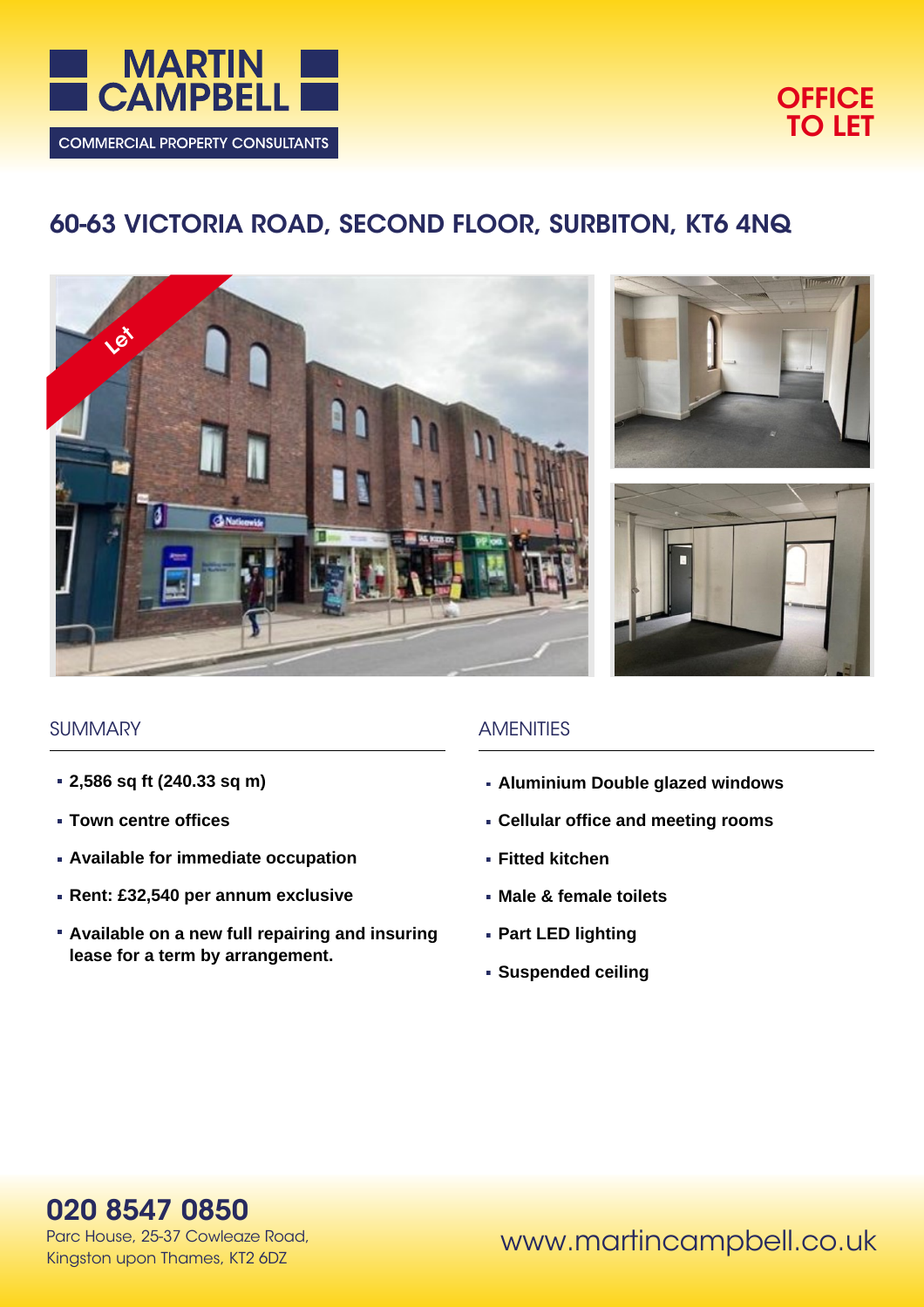MARTIN CAMPBELL

COMMERCIAL PROPERTY CONSULTANTS

**OFFICE TO LET**

# 60-63 VICTORIA ROAD, SECOND FLOOR, SURBITON, KT6 4NQ

## SUMMARY

- **2,586 sq ft (240.33 sq m)**
- **Town centre offices**
- **Available for immediate occupation**
- **Rent: £32,540 per annum exclusive**
- **Available on a new full repairing and insuring lease for a term by arrangement.**

## AMENITIES

- **Aluminium Double glazed windows**
- **Cellular office and meeting rooms**
- **Fitted kitchen**
- **Male & female toilets**
- **Part LED lighting**
- **Suspended ceiling**

**020 8547 0850**

Parc House, 25-37 Cowleaze Road,
Kingston upon Thames, KT2 6DZ

www.martincampbell.co.uk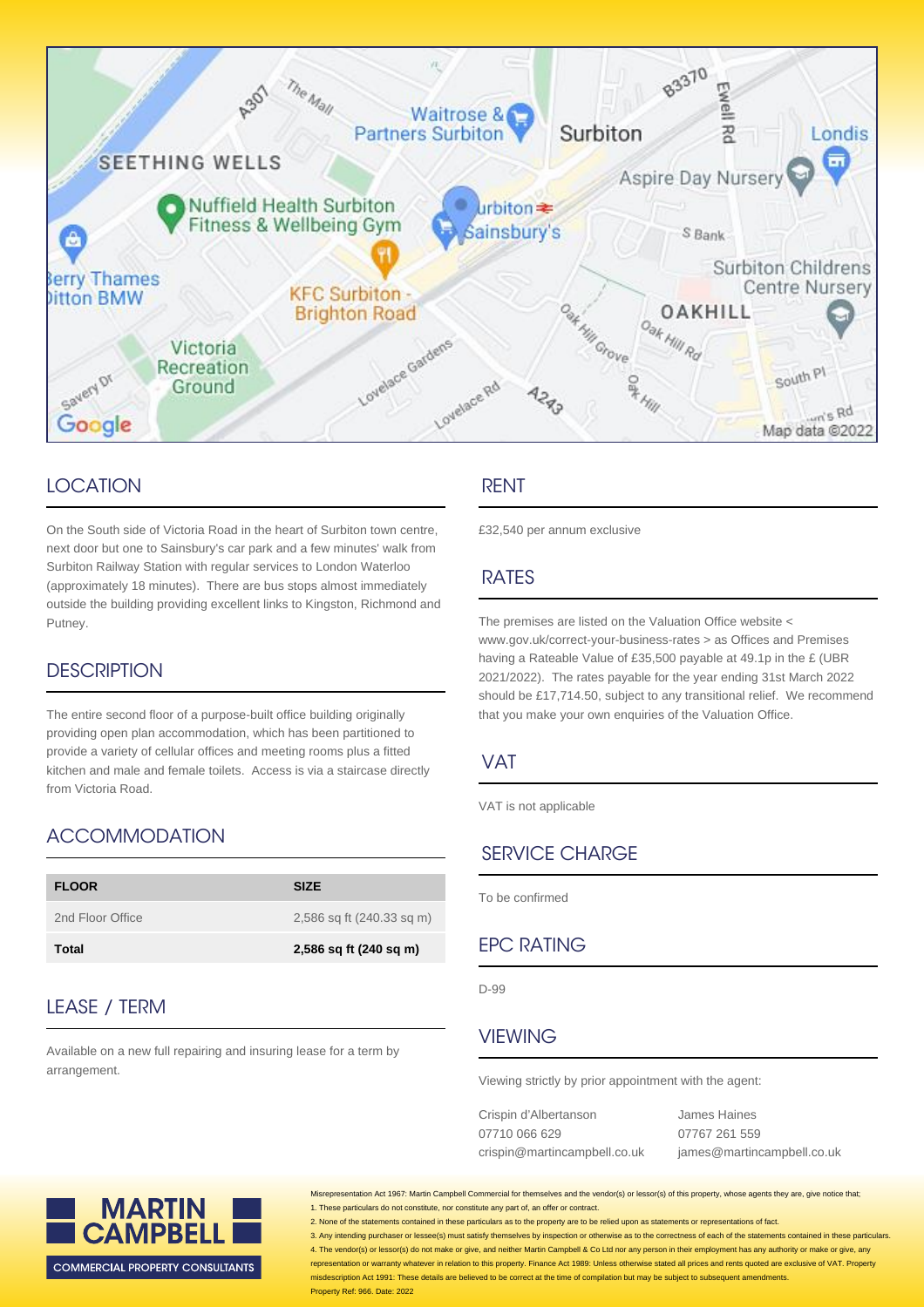## LOCATION

On the South side of Victoria Road in the heart of Surbiton town centre, next door but one to Sainsbury's car park and a few minutes' walk from Surbiton Railway Station with regular services to London Waterloo (approximately 18 minutes). There are bus stops almost immediately outside the building providing excellent links to Kingston, Richmond and Putney.

## DESCRIPTION

The entire second floor of a purpose-built office building originally providing open plan accommodation, which has been partitioned to provide a variety of cellular offices and meeting rooms plus a fitted kitchen and male and female toilets. Access is via a staircase directly from Victoria Road.

## ACCOMMODATION

| FLOOR | SIZE |
|---|---|
| 2nd Floor Office | 2,586 sq ft (240.33 sq m) |
| **Total** | **2,586 sq ft (240 sq m)** |

## LEASE / TERM

Available on a new full repairing and insuring lease for a term by arrangement.

## RENT

£32,540 per annum exclusive

## RATES

The premises are listed on the Valuation Office website < www.gov.uk/correct-your-business-rates > as Offices and Premises having a Rateable Value of £35,500 payable at 49.1p in the £ (UBR 2021/2022). The rates payable for the year ending 31st March 2022 should be £17,714.50, subject to any transitional relief. We recommend that you make your own enquiries of the Valuation Office.

## VAT

VAT is not applicable

## SERVICE CHARGE

To be confirmed

## EPC RATING

D-99

## VIEWING

Viewing strictly by prior appointment with the agent:

Crispin d'Albertanson
07710 066 629
crispin@martincampbell.co.uk

James Haines
07767 261 559
james@martincampbell.co.uk

MARTIN CAMPBELL
COMMERCIAL PROPERTY CONSULTANTS

Misrepresentation Act 1967: Martin Campbell Commercial for themselves and the vendor(s) or lessor(s) of this property, whose agents they are, give notice that;
1. These particulars do not constitute, nor constitute any part of, an offer or contract.
2. None of the statements contained in these particulars as to the property are to be relied upon as statements or representations of fact.
3. Any intending purchaser or lessee(s) must satisfy themselves by inspection or otherwise as to the correctness of each of the statements contained in these particulars.
4. The vendor(s) or lessor(s) do not make or give, and neither Martin Campbell & Co Ltd nor any person in their employment has any authority or make or give, any representation or warranty whatever in relation to this property. Finance Act 1989: Unless otherwise stated all prices and rents quoted are exclusive of VAT. Property misdescription Act 1991: These details are believed to be correct at the time of compilation but may be subject to subsequent amendments.
Property Ref: 966. Date: 2022